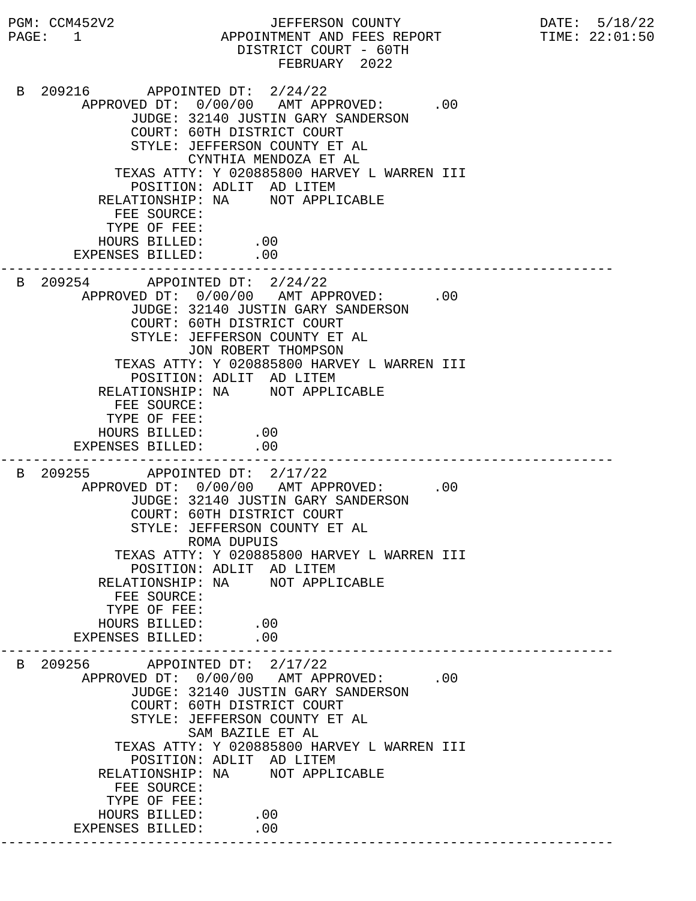PGM: CCM452V2

# JEFFERSON COUNTY
## APPOINTMENT AND FEES REPORT
### DISTRICT COURT - 60TH
### FEBRUARY 2022

DATE: 5/18/22
TIME: 22:01:50

```
B 209216      APPOINTED DT:  2/24/22
       APPROVED DT:  0/00/00   AMT APPROVED:      .00
             JUDGE: 32140 JUSTIN GARY SANDERSON
             COURT: 60TH DISTRICT COURT
             STYLE: JEFFERSON COUNTY ET AL
                    CYNTHIA MENDOZA ET AL
           TEXAS ATTY: Y 020885800 HARVEY L WARREN III
             POSITION: ADLIT  AD LITEM
         RELATIONSHIP: NA     NOT APPLICABLE
           FEE SOURCE:
          TYPE OF FEE:
         HOURS BILLED:      .00
       EXPENSES BILLED:     .00
---------------------------------------------------------------------------
B 209254      APPOINTED DT:  2/24/22
       APPROVED DT:  0/00/00   AMT APPROVED:      .00
             JUDGE: 32140 JUSTIN GARY SANDERSON
             COURT: 60TH DISTRICT COURT
             STYLE: JEFFERSON COUNTY ET AL
                    JON ROBERT THOMPSON
           TEXAS ATTY: Y 020885800 HARVEY L WARREN III
             POSITION: ADLIT  AD LITEM
         RELATIONSHIP: NA     NOT APPLICABLE
           FEE SOURCE:
          TYPE OF FEE:
         HOURS BILLED:      .00
       EXPENSES BILLED:     .00
---------------------------------------------------------------------------
B 209255      APPOINTED DT:  2/17/22
       APPROVED DT:  0/00/00   AMT APPROVED:      .00
             JUDGE: 32140 JUSTIN GARY SANDERSON
             COURT: 60TH DISTRICT COURT
             STYLE: JEFFERSON COUNTY ET AL
                    ROMA DUPUIS
           TEXAS ATTY: Y 020885800 HARVEY L WARREN III
             POSITION: ADLIT  AD LITEM
         RELATIONSHIP: NA     NOT APPLICABLE
           FEE SOURCE:
          TYPE OF FEE:
         HOURS BILLED:      .00
       EXPENSES BILLED:     .00
---------------------------------------------------------------------------
B 209256      APPOINTED DT:  2/17/22
       APPROVED DT:  0/00/00   AMT APPROVED:      .00
             JUDGE: 32140 JUSTIN GARY SANDERSON
             COURT: 60TH DISTRICT COURT
             STYLE: JEFFERSON COUNTY ET AL
                    SAM BAZILE ET AL
           TEXAS ATTY: Y 020885800 HARVEY L WARREN III
             POSITION: ADLIT  AD LITEM
         RELATIONSHIP: NA     NOT APPLICABLE
           FEE SOURCE:
          TYPE OF FEE:
         HOURS BILLED:      .00
       EXPENSES BILLED:     .00
---------------------------------------------------------------------------
```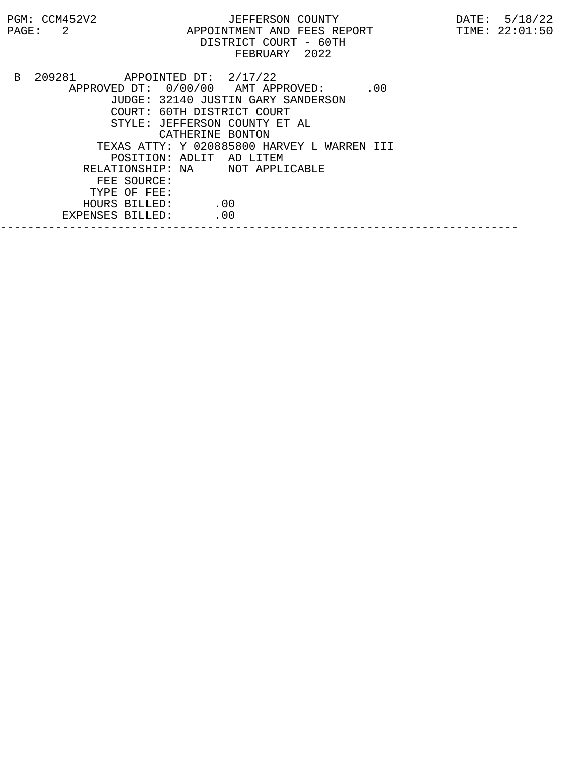JEFFERSON COUNTY
APPOINTMENT AND FEES REPORT
DISTRICT COURT - 60TH
FEBRUARY 2022

```
 B  209281       APPOINTED DT:  2/17/22
         APPROVED DT:  0/00/00   AMT APPROVED:      .00
               JUDGE: 32140 JUSTIN GARY SANDERSON
               COURT: 60TH DISTRICT COURT
               STYLE: JEFFERSON COUNTY ET AL
                      CATHERINE BONTON
             TEXAS ATTY: Y 020885800 HARVEY L WARREN III
               POSITION: ADLIT  AD LITEM
           RELATIONSHIP: NA     NOT APPLICABLE
             FEE SOURCE:
            TYPE OF FEE:
            HOURS BILLED:      .00
        EXPENSES BILLED:      .00
---------------------------------------------------------------------------
```